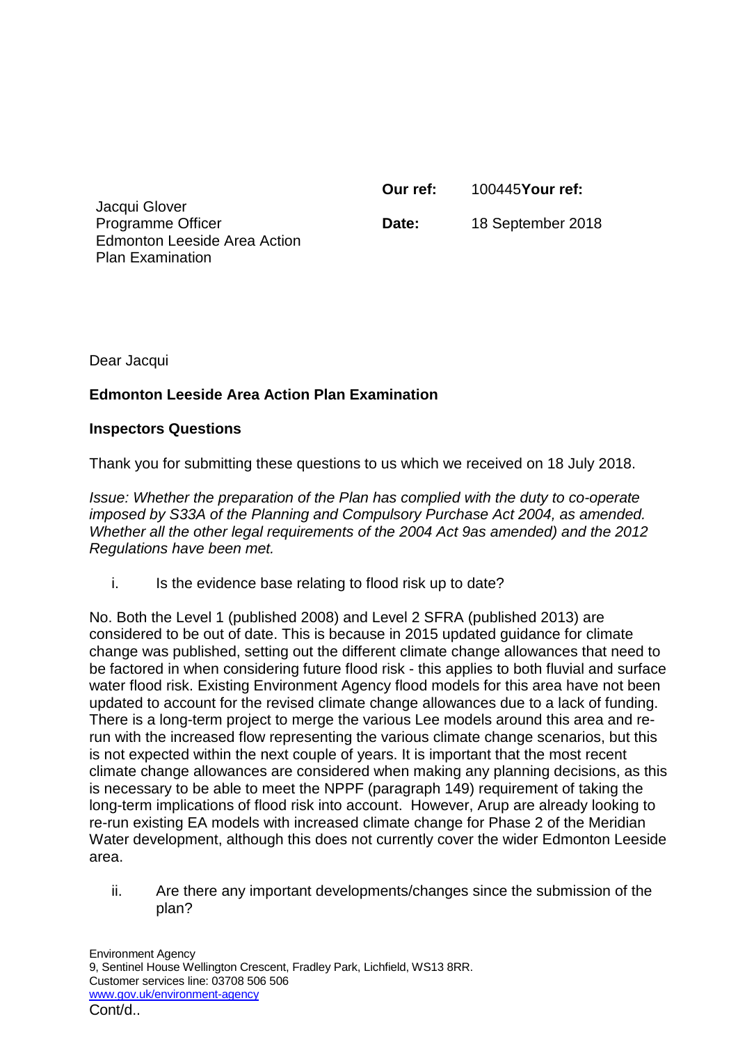Jacqui Glover
Programme Officer
Edmonton Leeside Area Action Plan Examination

**Our ref:** 100445**Your ref:**

**Date:** 18 September 2018

Dear Jacqui

**Edmonton Leeside Area Action Plan Examination**

**Inspectors Questions**

Thank you for submitting these questions to us which we received on 18 July 2018.

*Issue: Whether the preparation of the Plan has complied with the duty to co-operate imposed by S33A of the Planning and Compulsory Purchase Act 2004, as amended. Whether all the other legal requirements of the 2004 Act 9as amended) and the 2012 Regulations have been met.*

i. Is the evidence base relating to flood risk up to date?

No. Both the Level 1 (published 2008) and Level 2 SFRA (published 2013) are considered to be out of date. This is because in 2015 updated guidance for climate change was published, setting out the different climate change allowances that need to be factored in when considering future flood risk - this applies to both fluvial and surface water flood risk. Existing Environment Agency flood models for this area have not been updated to account for the revised climate change allowances due to a lack of funding. There is a long-term project to merge the various Lee models around this area and re-run with the increased flow representing the various climate change scenarios, but this is not expected within the next couple of years. It is important that the most recent climate change allowances are considered when making any planning decisions, as this is necessary to be able to meet the NPPF (paragraph 149) requirement of taking the long-term implications of flood risk into account. However, Arup are already looking to re-run existing EA models with increased climate change for Phase 2 of the Meridian Water development, although this does not currently cover the wider Edmonton Leeside area.

ii. Are there any important developments/changes since the submission of the plan?

Environment Agency
9, Sentinel House Wellington Crescent, Fradley Park, Lichfield, WS13 8RR.
Customer services line: 03708 506 506
www.gov.uk/environment-agency

Cont/d..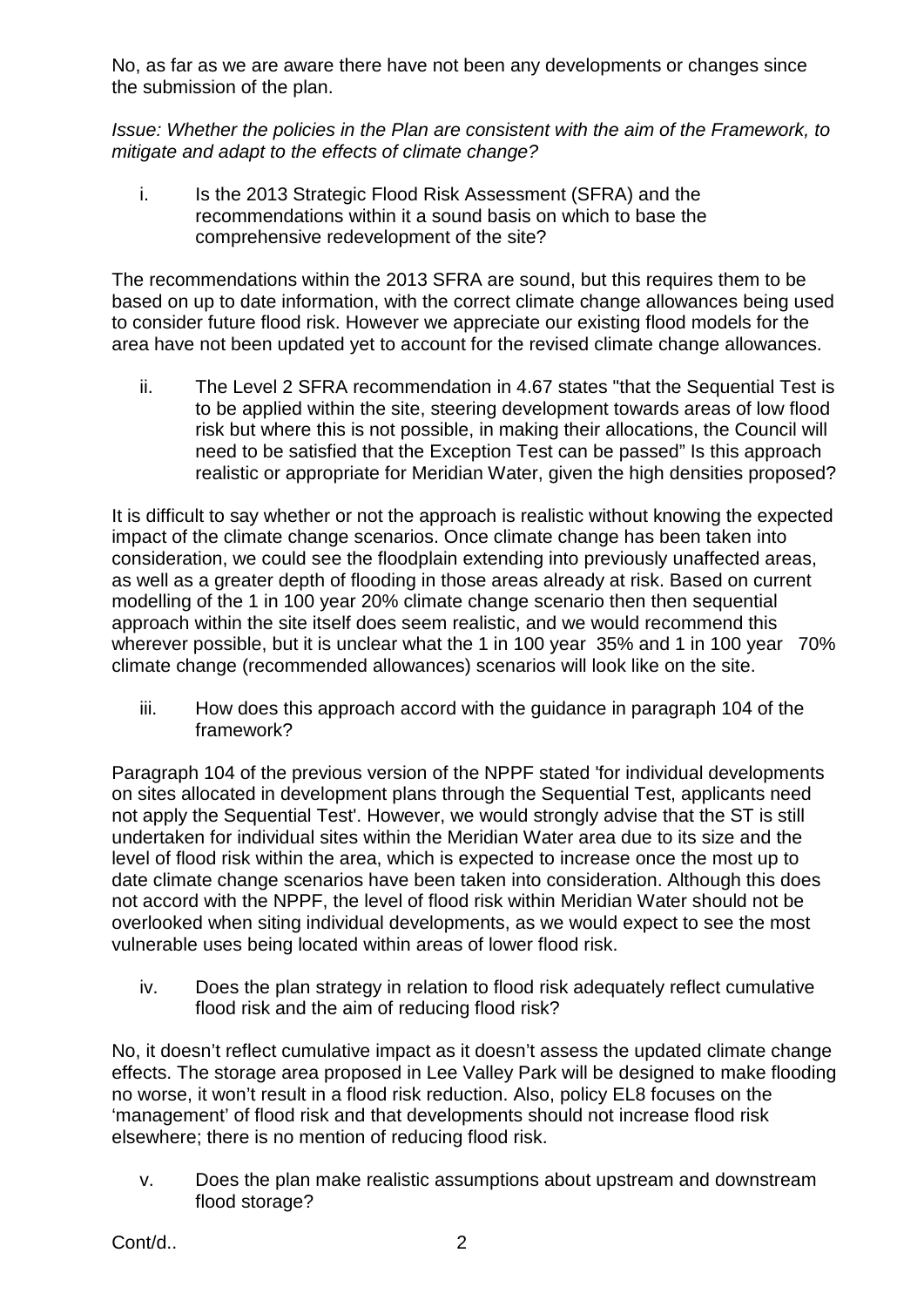No, as far as we are aware there have not been any developments or changes since the submission of the plan.

*Issue: Whether the policies in the Plan are consistent with the aim of the Framework, to mitigate and adapt to the effects of climate change?*

i. Is the 2013 Strategic Flood Risk Assessment (SFRA) and the recommendations within it a sound basis on which to base the comprehensive redevelopment of the site?

The recommendations within the 2013 SFRA are sound, but this requires them to be based on up to date information, with the correct climate change allowances being used to consider future flood risk. However we appreciate our existing flood models for the area have not been updated yet to account for the revised climate change allowances.

ii. The Level 2 SFRA recommendation in 4.67 states "that the Sequential Test is to be applied within the site, steering development towards areas of low flood risk but where this is not possible, in making their allocations, the Council will need to be satisfied that the Exception Test can be passed" Is this approach realistic or appropriate for Meridian Water, given the high densities proposed?

It is difficult to say whether or not the approach is realistic without knowing the expected impact of the climate change scenarios. Once climate change has been taken into consideration, we could see the floodplain extending into previously unaffected areas, as well as a greater depth of flooding in those areas already at risk. Based on current modelling of the 1 in 100 year 20% climate change scenario then then sequential approach within the site itself does seem realistic, and we would recommend this wherever possible, but it is unclear what the 1 in 100 year 35% and 1 in 100 year 70% climate change (recommended allowances) scenarios will look like on the site.

iii. How does this approach accord with the guidance in paragraph 104 of the framework?

Paragraph 104 of the previous version of the NPPF stated 'for individual developments on sites allocated in development plans through the Sequential Test, applicants need not apply the Sequential Test'. However, we would strongly advise that the ST is still undertaken for individual sites within the Meridian Water area due to its size and the level of flood risk within the area, which is expected to increase once the most up to date climate change scenarios have been taken into consideration. Although this does not accord with the NPPF, the level of flood risk within Meridian Water should not be overlooked when siting individual developments, as we would expect to see the most vulnerable uses being located within areas of lower flood risk.

iv. Does the plan strategy in relation to flood risk adequately reflect cumulative flood risk and the aim of reducing flood risk?

No, it doesn't reflect cumulative impact as it doesn't assess the updated climate change effects. The storage area proposed in Lee Valley Park will be designed to make flooding no worse, it won't result in a flood risk reduction. Also, policy EL8 focuses on the 'management' of flood risk and that developments should not increase flood risk elsewhere; there is no mention of reducing flood risk.

v. Does the plan make realistic assumptions about upstream and downstream flood storage?

Cont/d..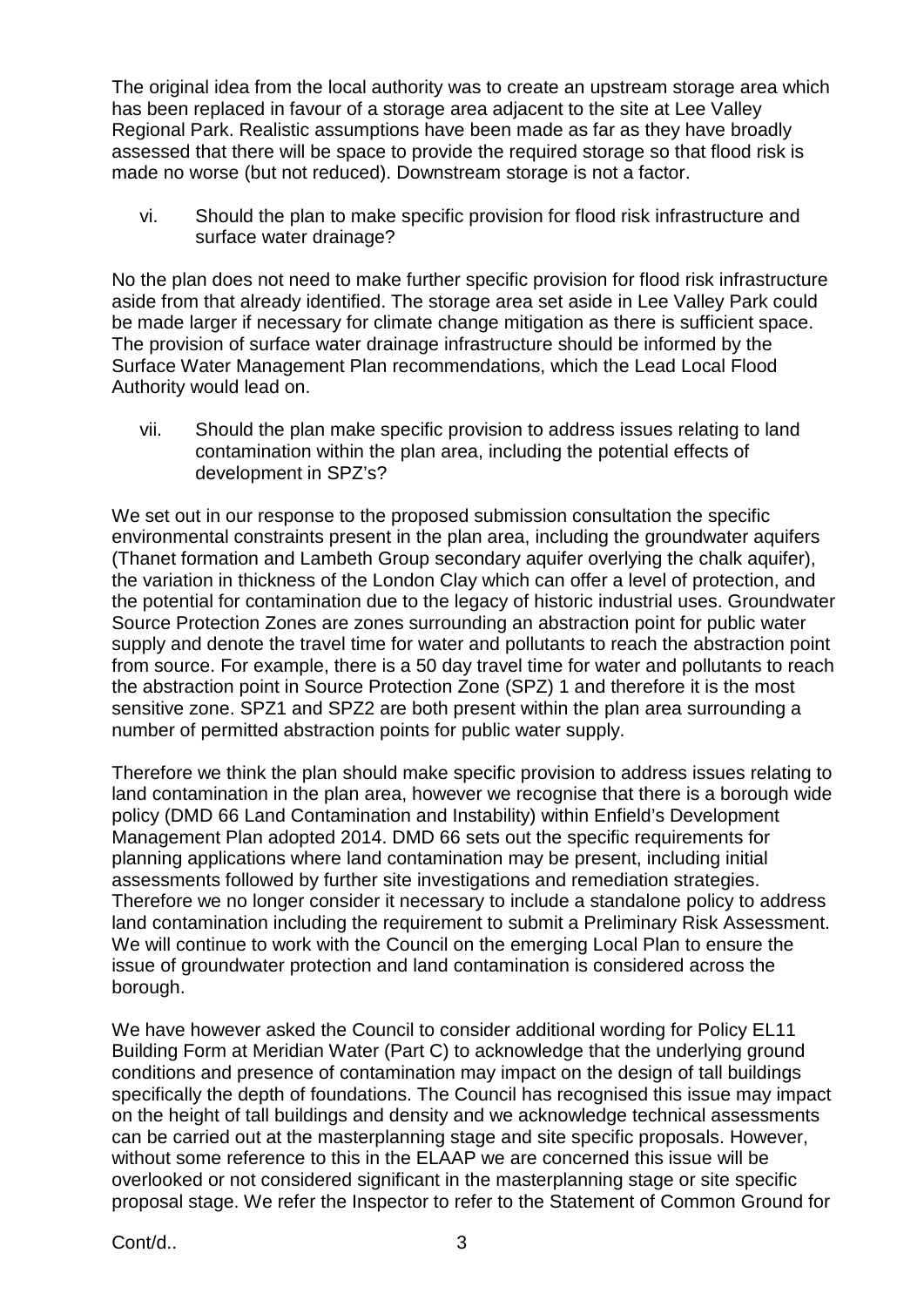The original idea from the local authority was to create an upstream storage area which has been replaced in favour of a storage area adjacent to the site at Lee Valley Regional Park. Realistic assumptions have been made as far as they have broadly assessed that there will be space to provide the required storage so that flood risk is made no worse (but not reduced). Downstream storage is not a factor.

vi. Should the plan to make specific provision for flood risk infrastructure and surface water drainage?

No the plan does not need to make further specific provision for flood risk infrastructure aside from that already identified. The storage area set aside in Lee Valley Park could be made larger if necessary for climate change mitigation as there is sufficient space. The provision of surface water drainage infrastructure should be informed by the Surface Water Management Plan recommendations, which the Lead Local Flood Authority would lead on.

vii. Should the plan make specific provision to address issues relating to land contamination within the plan area, including the potential effects of development in SPZ's?

We set out in our response to the proposed submission consultation the specific environmental constraints present in the plan area, including the groundwater aquifers (Thanet formation and Lambeth Group secondary aquifer overlying the chalk aquifer), the variation in thickness of the London Clay which can offer a level of protection, and the potential for contamination due to the legacy of historic industrial uses. Groundwater Source Protection Zones are zones surrounding an abstraction point for public water supply and denote the travel time for water and pollutants to reach the abstraction point from source. For example, there is a 50 day travel time for water and pollutants to reach the abstraction point in Source Protection Zone (SPZ) 1 and therefore it is the most sensitive zone. SPZ1 and SPZ2 are both present within the plan area surrounding a number of permitted abstraction points for public water supply.

Therefore we think the plan should make specific provision to address issues relating to land contamination in the plan area, however we recognise that there is a borough wide policy (DMD 66 Land Contamination and Instability) within Enfield's Development Management Plan adopted 2014. DMD 66 sets out the specific requirements for planning applications where land contamination may be present, including initial assessments followed by further site investigations and remediation strategies. Therefore we no longer consider it necessary to include a standalone policy to address land contamination including the requirement to submit a Preliminary Risk Assessment. We will continue to work with the Council on the emerging Local Plan to ensure the issue of groundwater protection and land contamination is considered across the borough.

We have however asked the Council to consider additional wording for Policy EL11 Building Form at Meridian Water (Part C) to acknowledge that the underlying ground conditions and presence of contamination may impact on the design of tall buildings specifically the depth of foundations. The Council has recognised this issue may impact on the height of tall buildings and density and we acknowledge technical assessments can be carried out at the masterplanning stage and site specific proposals. However, without some reference to this in the ELAAP we are concerned this issue will be overlooked or not considered significant in the masterplanning stage or site specific proposal stage. We refer the Inspector to refer to the Statement of Common Ground for

Cont/d..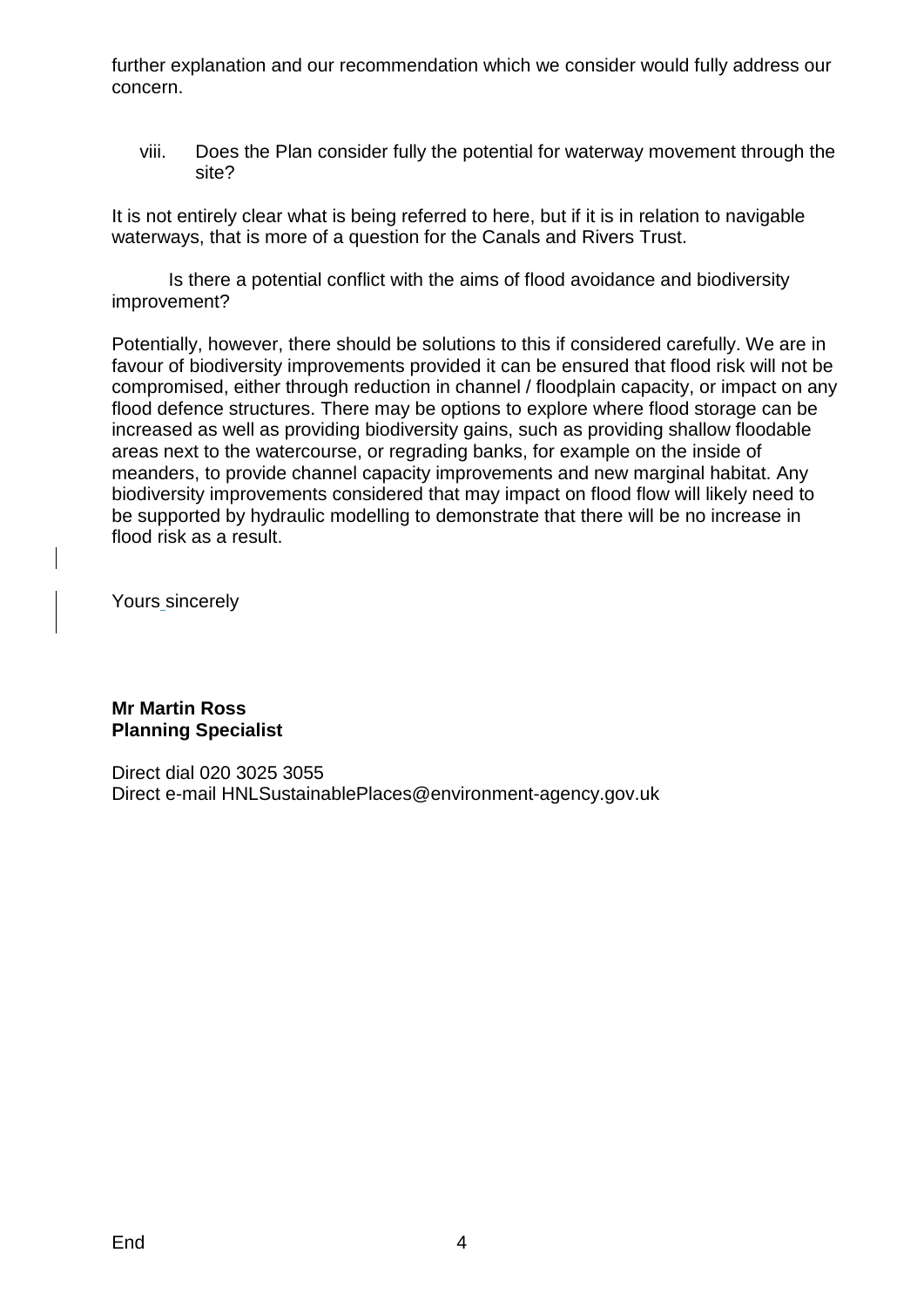further explanation and our recommendation which we consider would fully address our concern.

viii. Does the Plan consider fully the potential for waterway movement through the site?

It is not entirely clear what is being referred to here, but if it is in relation to navigable waterways, that is more of a question for the Canals and Rivers Trust.

Is there a potential conflict with the aims of flood avoidance and biodiversity improvement?

Potentially, however, there should be solutions to this if considered carefully. We are in favour of biodiversity improvements provided it can be ensured that flood risk will not be compromised, either through reduction in channel / floodplain capacity, or impact on any flood defence structures. There may be options to explore where flood storage can be increased as well as providing biodiversity gains, such as providing shallow floodable areas next to the watercourse, or regrading banks, for example on the inside of meanders, to provide channel capacity improvements and new marginal habitat. Any biodiversity improvements considered that may impact on flood flow will likely need to be supported by hydraulic modelling to demonstrate that there will be no increase in flood risk as a result.

Yours sincerely

**Mr Martin Ross**
**Planning Specialist**

Direct dial 020 3025 3055
Direct e-mail HNLSustainablePlaces@environment-agency.gov.uk

End